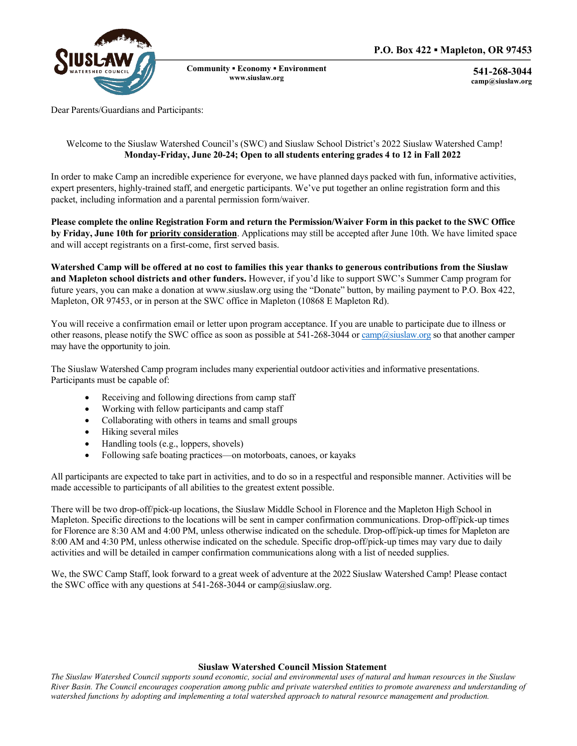SIUSLAW WATERSHED COUNCIL

**P.O. Box 422 ▪ Mapleton, OR 97453**

**Community ▪ Economy ▪ Environment**
**www.siuslaw.org**

**541-268-3044**
**camp@siuslaw.org**

Dear Parents/Guardians and Participants:

Welcome to the Siuslaw Watershed Council's (SWC) and Siuslaw School District's 2022 Siuslaw Watershed Camp!
**Monday-Friday, June 20-24; Open to all students entering grades 4 to 12 in Fall 2022**

In order to make Camp an incredible experience for everyone, we have planned days packed with fun, informative activities, expert presenters, highly-trained staff, and energetic participants. We've put together an online registration form and this packet, including information and a parental permission form/waiver.

**Please complete the online Registration Form and return the Permission/Waiver Form in this packet to the SWC Office by Friday, June 10th for priority consideration**. Applications may still be accepted after June 10th. We have limited space and will accept registrants on a first-come, first served basis.

**Watershed Camp will be offered at no cost to families this year thanks to generous contributions from the Siuslaw and Mapleton school districts and other funders.** However, if you'd like to support SWC's Summer Camp program for future years, you can make a donation at www.siuslaw.org using the "Donate" button, by mailing payment to P.O. Box 422, Mapleton, OR 97453, or in person at the SWC office in Mapleton (10868 E Mapleton Rd).

You will receive a confirmation email or letter upon program acceptance. If you are unable to participate due to illness or other reasons, please notify the SWC office as soon as possible at 541-268-3044 or camp@siuslaw.org so that another camper may have the opportunity to join.

The Siuslaw Watershed Camp program includes many experiential outdoor activities and informative presentations. Participants must be capable of:

- Receiving and following directions from camp staff
- Working with fellow participants and camp staff
- Collaborating with others in teams and small groups
- Hiking several miles
- Handling tools (e.g., loppers, shovels)
- Following safe boating practices—on motorboats, canoes, or kayaks

All participants are expected to take part in activities, and to do so in a respectful and responsible manner. Activities will be made accessible to participants of all abilities to the greatest extent possible.

There will be two drop-off/pick-up locations, the Siuslaw Middle School in Florence and the Mapleton High School in Mapleton. Specific directions to the locations will be sent in camper confirmation communications. Drop-off/pick-up times for Florence are 8:30 AM and 4:00 PM, unless otherwise indicated on the schedule. Drop-off/pick-up times for Mapleton are 8:00 AM and 4:30 PM, unless otherwise indicated on the schedule. Specific drop-off/pick-up times may vary due to daily activities and will be detailed in camper confirmation communications along with a list of needed supplies.

We, the SWC Camp Staff, look forward to a great week of adventure at the 2022 Siuslaw Watershed Camp! Please contact the SWC office with any questions at 541-268-3044 or camp@siuslaw.org.

**Siuslaw Watershed Council Mission Statement**

*The Siuslaw Watershed Council supports sound economic, social and environmental uses of natural and human resources in the Siuslaw River Basin. The Council encourages cooperation among public and private watershed entities to promote awareness and understanding of watershed functions by adopting and implementing a total watershed approach to natural resource management and production.*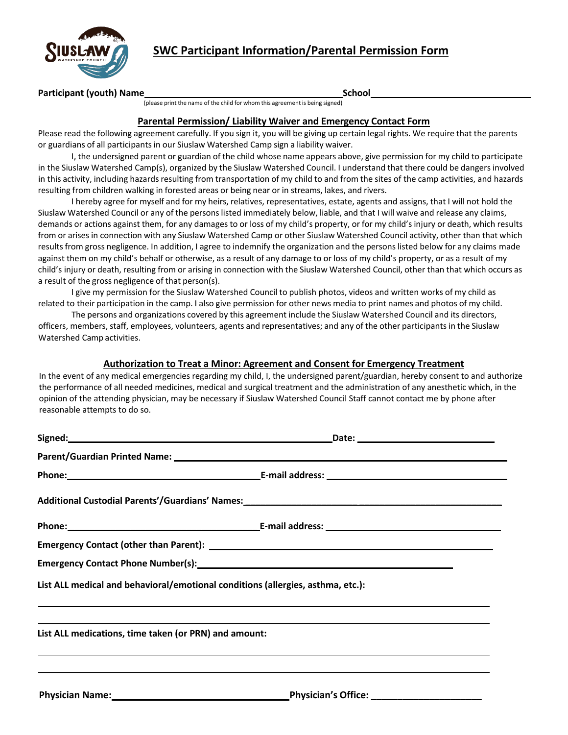# SWC Participant Information/Parental Permission Form

**Participant (youth) Name**_______________________________________ **School**________________________________

(please print the name of the child for whom this agreement is being signed)

## Parental Permission/ Liability Waiver and Emergency Contact Form

Please read the following agreement carefully. If you sign it, you will be giving up certain legal rights. We require that the parents or guardians of all participants in our Siuslaw Watershed Camp sign a liability waiver.

I, the undersigned parent or guardian of the child whose name appears above, give permission for my child to participate in the Siuslaw Watershed Camp(s), organized by the Siuslaw Watershed Council. I understand that there could be dangers involved in this activity, including hazards resulting from transportation of my child to and from the sites of the camp activities, and hazards resulting from children walking in forested areas or being near or in streams, lakes, and rivers.

I hereby agree for myself and for my heirs, relatives, representatives, estate, agents and assigns, that I will not hold the Siuslaw Watershed Council or any of the persons listed immediately below, liable, and that I will waive and release any claims, demands or actions against them, for any damages to or loss of my child's property, or for my child's injury or death, which results from or arises in connection with any Siuslaw Watershed Camp or other Siuslaw Watershed Council activity, other than that which results from gross negligence. In addition, I agree to indemnify the organization and the persons listed below for any claims made against them on my child's behalf or otherwise, as a result of any damage to or loss of my child's property, or as a result of my child's injury or death, resulting from or arising in connection with the Siuslaw Watershed Council, other than that which occurs as a result of the gross negligence of that person(s).

I give my permission for the Siuslaw Watershed Council to publish photos, videos and written works of my child as related to their participation in the camp. I also give permission for other news media to print names and photos of my child.

The persons and organizations covered by this agreement include the Siuslaw Watershed Council and its directors, officers, members, staff, employees, volunteers, agents and representatives; and any of the other participants in the Siuslaw Watershed Camp activities.

## Authorization to Treat a Minor: Agreement and Consent for Emergency Treatment

In the event of any medical emergencies regarding my child, I, the undersigned parent/guardian, hereby consent to and authorize the performance of all needed medicines, medical and surgical treatment and the administration of any anesthetic which, in the opinion of the attending physician, may be necessary if Siuslaw Watershed Council Staff cannot contact me by phone after reasonable attempts to do so.

**Signed:**_______________________________________________ **Date:** ___________________________

**Parent/Guardian Printed Name:** ______________________________________________________________

**Phone:**____________________________________ **E-mail address:** __________________________________

**Additional Custodial Parents'/Guardians' Names:**_____________________________________________

**Phone:**____________________________________ **E-mail address:** __________________________________

**Emergency Contact (other than Parent):** ________________________________________________________

**Emergency Contact Phone Number(s):**___________________________________________________

**List ALL medical and behavioral/emotional conditions (allergies, asthma, etc.):**

_____________________________________________________________________________________

_____________________________________________________________________________________

**List ALL medications, time taken (or PRN) and amount:**

_____________________________________________________________________________________

_____________________________________________________________________________________

**Physician Name:**_______________________________ **Physician's Office:** ____________________